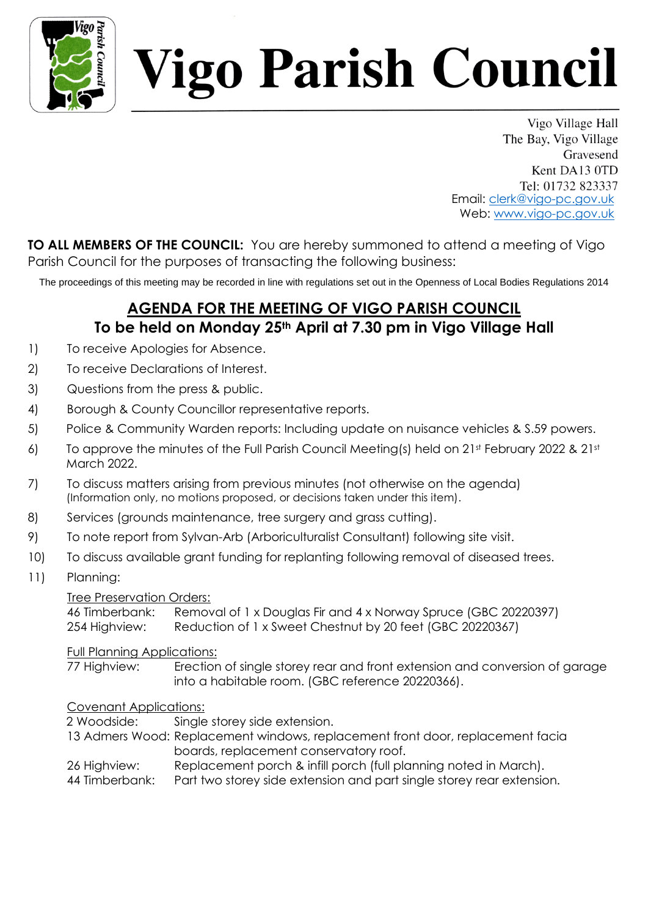# Vigo Parish Council

Vigo Village Hall
The Bay, Vigo Village
Gravesend
Kent DA13 0TD
Tel: 01732 823337
Email: clerk@vigo-pc.gov.uk
Web: www.vigo-pc.gov.uk

**TO ALL MEMBERS OF THE COUNCIL:** You are hereby summoned to attend a meeting of Vigo Parish Council for the purposes of transacting the following business:

The proceedings of this meeting may be recorded in line with regulations set out in the Openness of Local Bodies Regulations 2014

## AGENDA FOR THE MEETING OF VIGO PARISH COUNCIL

## To be held on Monday 25th April at 7.30 pm in Vigo Village Hall

1) To receive Apologies for Absence.
2) To receive Declarations of Interest.
3) Questions from the press & public.
4) Borough & County Councillor representative reports.
5) Police & Community Warden reports: Including update on nuisance vehicles & S.59 powers.
6) To approve the minutes of the Full Parish Council Meeting(s) held on 21st February 2022 & 21st March 2022.
7) To discuss matters arising from previous minutes (not otherwise on the agenda) (Information only, no motions proposed, or decisions taken under this item).
8) Services (grounds maintenance, tree surgery and grass cutting).
9) To note report from Sylvan-Arb (Arboriculturalist Consultant) following site visit.
10) To discuss available grant funding for replanting following removal of diseased trees.
11) Planning:

Tree Preservation Orders:

46 Timberbank: Removal of 1 x Douglas Fir and 4 x Norway Spruce (GBC 20220397)
254 Highview: Reduction of 1 x Sweet Chestnut by 20 feet (GBC 20220367)

Full Planning Applications:

77 Highview: Erection of single storey rear and front extension and conversion of garage into a habitable room. (GBC reference 20220366).

Covenant Applications:

2 Woodside: Single storey side extension.
13 Admers Wood: Replacement windows, replacement front door, replacement facia boards, replacement conservatory roof.
26 Highview: Replacement porch & infill porch (full planning noted in March).
44 Timberbank: Part two storey side extension and part single storey rear extension.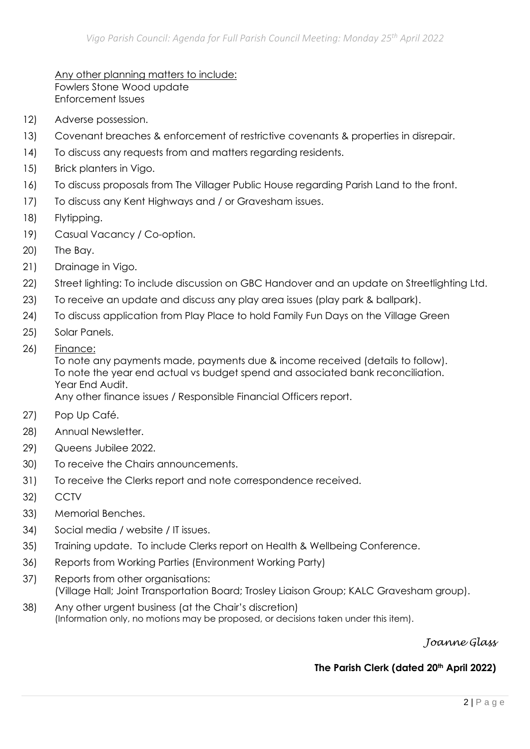Any other planning matters to include:
Fowlers Stone Wood update
Enforcement Issues

12) Adverse possession.
13) Covenant breaches & enforcement of restrictive covenants & properties in disrepair.
14) To discuss any requests from and matters regarding residents.
15) Brick planters in Vigo.
16) To discuss proposals from The Villager Public House regarding Parish Land to the front.
17) To discuss any Kent Highways and / or Gravesham issues.
18) Flytipping.
19) Casual Vacancy / Co-option.
20) The Bay.
21) Drainage in Vigo.
22) Street lighting: To include discussion on GBC Handover and an update on Streetlighting Ltd.
23) To receive an update and discuss any play area issues (play park & ballpark).
24) To discuss application from Play Place to hold Family Fun Days on the Village Green
25) Solar Panels.
26) Finance:
    To note any payments made, payments due & income received (details to follow).
    To note the year end actual vs budget spend and associated bank reconciliation.
    Year End Audit.
    Any other finance issues / Responsible Financial Officers report.
27) Pop Up Café.
28) Annual Newsletter.
29) Queens Jubilee 2022.
30) To receive the Chairs announcements.
31) To receive the Clerks report and note correspondence received.
32) CCTV
33) Memorial Benches.
34) Social media / website / IT issues.
35) Training update. To include Clerks report on Health & Wellbeing Conference.
36) Reports from Working Parties (Environment Working Party)
37) Reports from other organisations:
    (Village Hall; Joint Transportation Board; Trosley Liaison Group; KALC Gravesham group).
38) Any other urgent business (at the Chair's discretion)
    (Information only, no motions may be proposed, or decisions taken under this item).

*Joanne Glass*

**The Parish Clerk (dated 20th April 2022)**